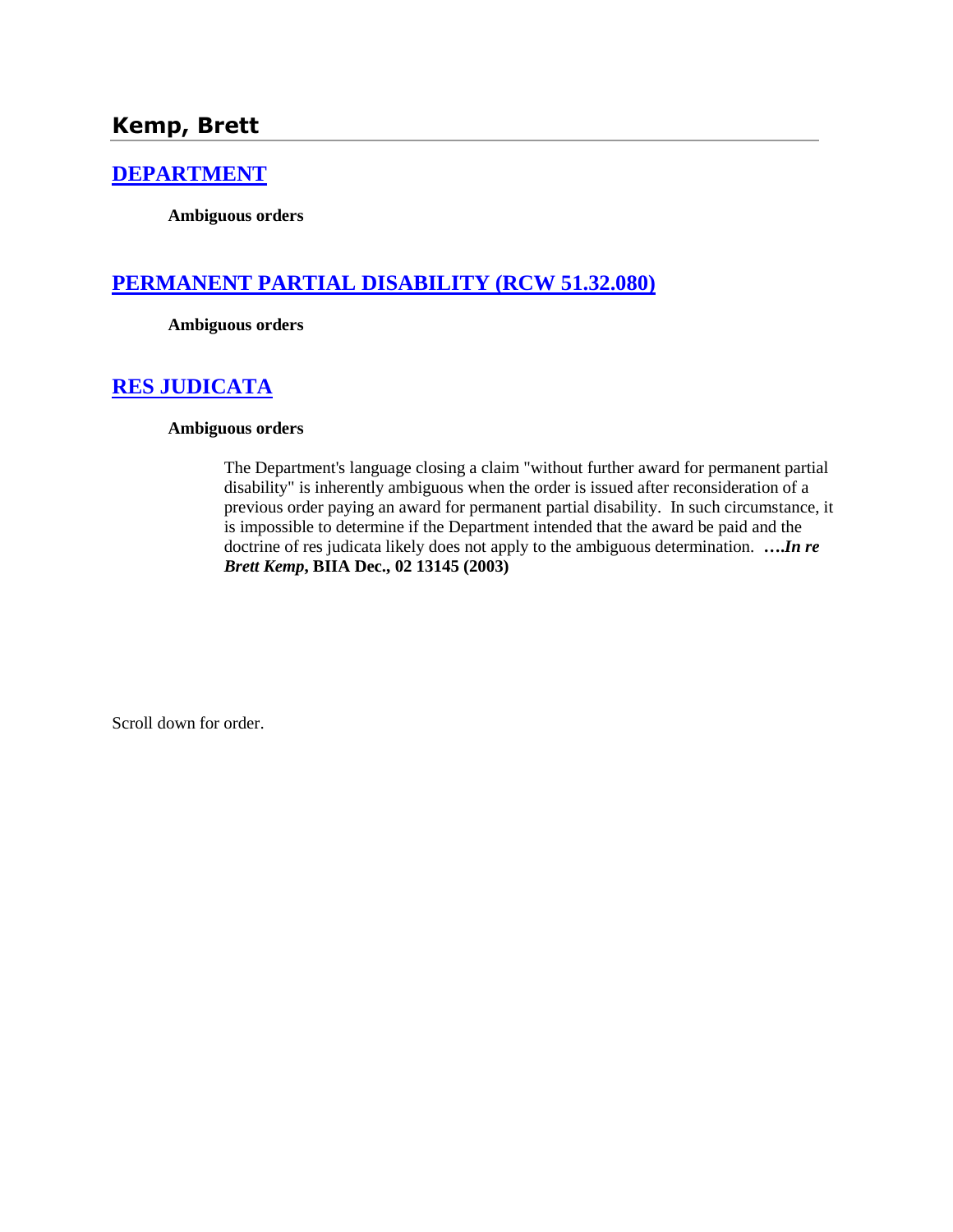## Kemp, Brett

### [DEPARTMENT]

**Ambiguous orders**

### [PERMANENT PARTIAL DISABILITY (RCW 51.32.080)]

**Ambiguous orders**

### [RES JUDICATA]

**Ambiguous orders**

> The Department's language closing a claim "without further award for permanent partial disability" is inherently ambiguous when the order is issued after reconsideration of a previous order paying an award for permanent partial disability. In such circumstance, it is impossible to determine if the Department intended that the award be paid and the doctrine of res judicata likely does not apply to the ambiguous determination. ***….In re Brett Kemp*, BIIA Dec., 02 13145 (2003)**

Scroll down for order.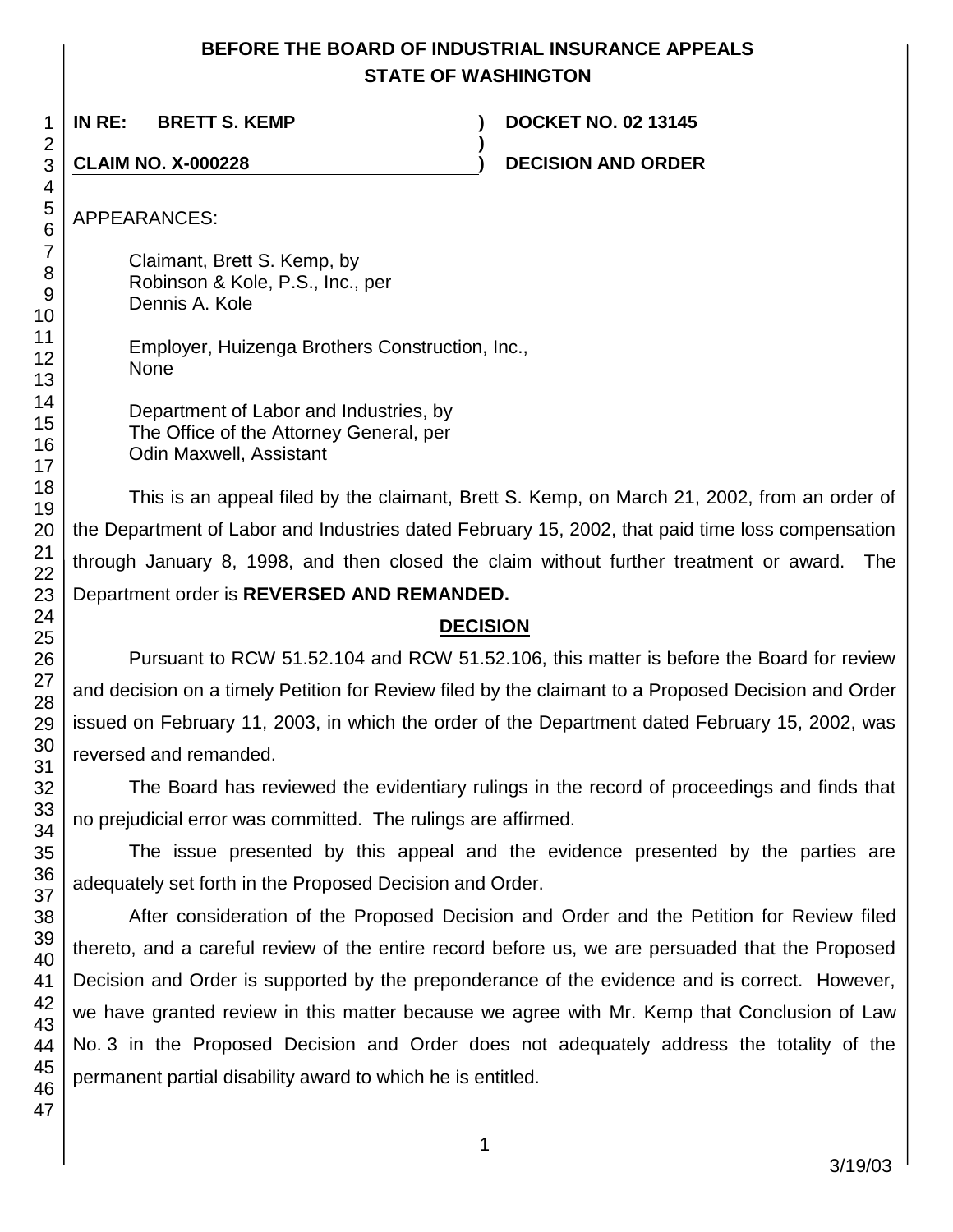**BEFORE THE BOARD OF INDUSTRIAL INSURANCE APPEALS**
**STATE OF WASHINGTON**

| | | |
|---|---|---|
| **IN RE: BRETT S. KEMP** | **)** | **DOCKET NO. 02 13145** |
| | **)** | |
| **CLAIM NO. X-000228** | **)** | **DECISION AND ORDER** |

APPEARANCES:

Claimant, Brett S. Kemp, by
Robinson & Kole, P.S., Inc., per
Dennis A. Kole

Employer, Huizenga Brothers Construction, Inc.,
None

Department of Labor and Industries, by
The Office of the Attorney General, per
Odin Maxwell, Assistant

This is an appeal filed by the claimant, Brett S. Kemp, on March 21, 2002, from an order of the Department of Labor and Industries dated February 15, 2002, that paid time loss compensation through January 8, 1998, and then closed the claim without further treatment or award. The Department order is **REVERSED AND REMANDED.**

## DECISION

Pursuant to RCW 51.52.104 and RCW 51.52.106, this matter is before the Board for review and decision on a timely Petition for Review filed by the claimant to a Proposed Decision and Order issued on February 11, 2003, in which the order of the Department dated February 15, 2002, was reversed and remanded.

The Board has reviewed the evidentiary rulings in the record of proceedings and finds that no prejudicial error was committed. The rulings are affirmed.

The issue presented by this appeal and the evidence presented by the parties are adequately set forth in the Proposed Decision and Order.

After consideration of the Proposed Decision and Order and the Petition for Review filed thereto, and a careful review of the entire record before us, we are persuaded that the Proposed Decision and Order is supported by the preponderance of the evidence and is correct. However, we have granted review in this matter because we agree with Mr. Kemp that Conclusion of Law No. 3 in the Proposed Decision and Order does not adequately address the totality of the permanent partial disability award to which he is entitled.

3/19/03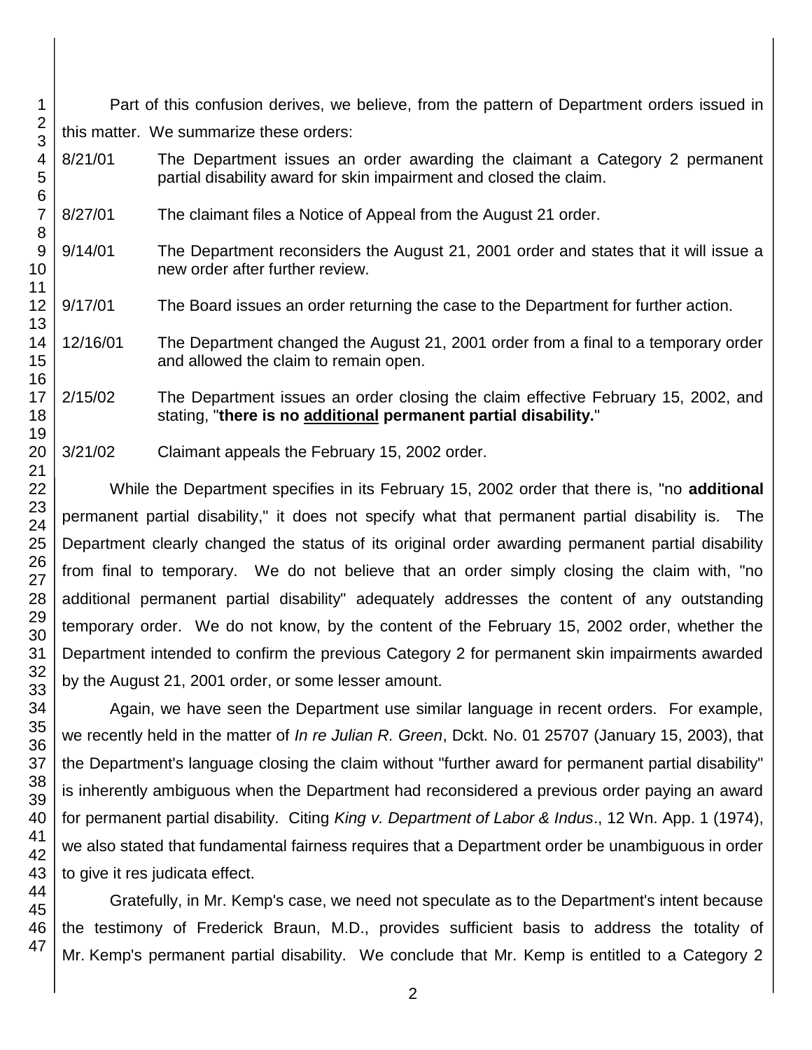Part of this confusion derives, we believe, from the pattern of Department orders issued in this matter. We summarize these orders:

8/21/01 The Department issues an order awarding the claimant a Category 2 permanent partial disability award for skin impairment and closed the claim.

8/27/01 The claimant files a Notice of Appeal from the August 21 order.

9/14/01 The Department reconsiders the August 21, 2001 order and states that it will issue a new order after further review.

9/17/01 The Board issues an order returning the case to the Department for further action.

12/16/01 The Department changed the August 21, 2001 order from a final to a temporary order and allowed the claim to remain open.

2/15/02 The Department issues an order closing the claim effective February 15, 2002, and stating, "**there is no <u>additional</u> permanent partial disability.**"

3/21/02 Claimant appeals the February 15, 2002 order.

While the Department specifies in its February 15, 2002 order that there is, "no **additional** permanent partial disability," it does not specify what that permanent partial disability is. The Department clearly changed the status of its original order awarding permanent partial disability from final to temporary. We do not believe that an order simply closing the claim with, "no additional permanent partial disability" adequately addresses the content of any outstanding temporary order. We do not know, by the content of the February 15, 2002 order, whether the Department intended to confirm the previous Category 2 for permanent skin impairments awarded by the August 21, 2001 order, or some lesser amount.

Again, we have seen the Department use similar language in recent orders. For example, we recently held in the matter of *In re Julian R. Green*, Dckt. No. 01 25707 (January 15, 2003), that the Department's language closing the claim without "further award for permanent partial disability" is inherently ambiguous when the Department had reconsidered a previous order paying an award for permanent partial disability. Citing *King v. Department of Labor & Indus*., 12 Wn. App. 1 (1974), we also stated that fundamental fairness requires that a Department order be unambiguous in order to give it res judicata effect.

Gratefully, in Mr. Kemp's case, we need not speculate as to the Department's intent because the testimony of Frederick Braun, M.D., provides sufficient basis to address the totality of Mr. Kemp's permanent partial disability. We conclude that Mr. Kemp is entitled to a Category 2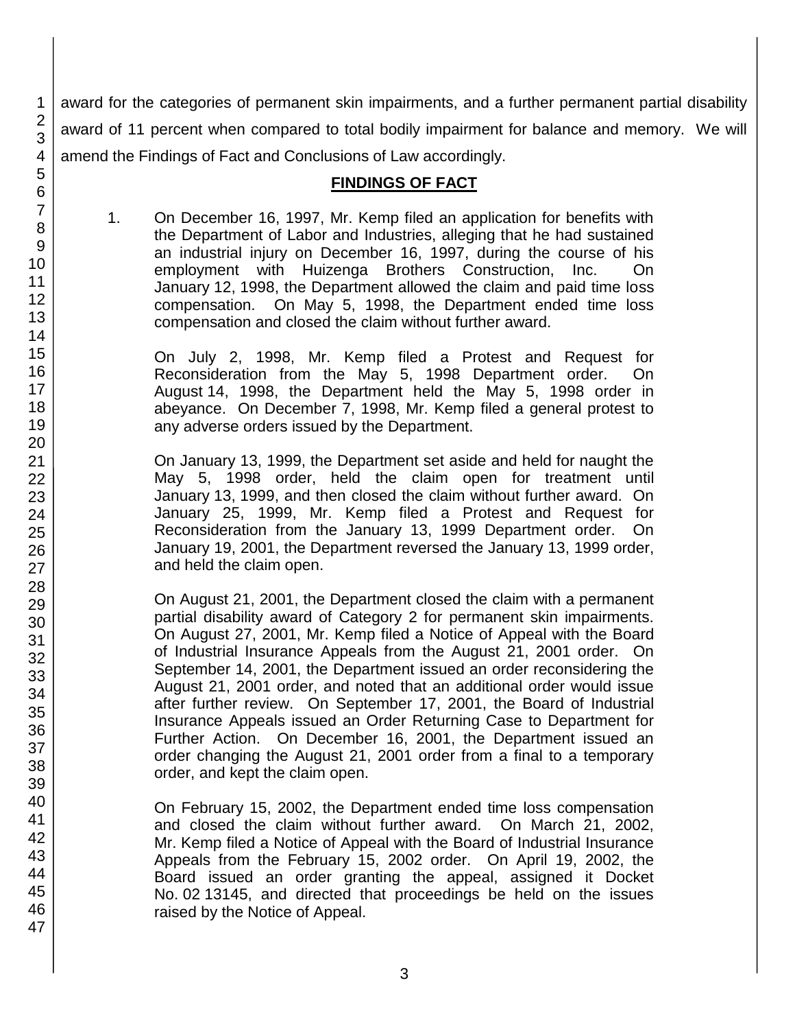award for the categories of permanent skin impairments, and a further permanent partial disability award of 11 percent when compared to total bodily impairment for balance and memory. We will amend the Findings of Fact and Conclusions of Law accordingly.

## FINDINGS OF FACT

1. On December 16, 1997, Mr. Kemp filed an application for benefits with the Department of Labor and Industries, alleging that he had sustained an industrial injury on December 16, 1997, during the course of his employment with Huizenga Brothers Construction, Inc. On January 12, 1998, the Department allowed the claim and paid time loss compensation. On May 5, 1998, the Department ended time loss compensation and closed the claim without further award.

   On July 2, 1998, Mr. Kemp filed a Protest and Request for Reconsideration from the May 5, 1998 Department order. On August 14, 1998, the Department held the May 5, 1998 order in abeyance. On December 7, 1998, Mr. Kemp filed a general protest to any adverse orders issued by the Department.

   On January 13, 1999, the Department set aside and held for naught the May 5, 1998 order, held the claim open for treatment until January 13, 1999, and then closed the claim without further award. On January 25, 1999, Mr. Kemp filed a Protest and Request for Reconsideration from the January 13, 1999 Department order. On January 19, 2001, the Department reversed the January 13, 1999 order, and held the claim open.

   On August 21, 2001, the Department closed the claim with a permanent partial disability award of Category 2 for permanent skin impairments. On August 27, 2001, Mr. Kemp filed a Notice of Appeal with the Board of Industrial Insurance Appeals from the August 21, 2001 order. On September 14, 2001, the Department issued an order reconsidering the August 21, 2001 order, and noted that an additional order would issue after further review. On September 17, 2001, the Board of Industrial Insurance Appeals issued an Order Returning Case to Department for Further Action. On December 16, 2001, the Department issued an order changing the August 21, 2001 order from a final to a temporary order, and kept the claim open.

   On February 15, 2002, the Department ended time loss compensation and closed the claim without further award. On March 21, 2002, Mr. Kemp filed a Notice of Appeal with the Board of Industrial Insurance Appeals from the February 15, 2002 order. On April 19, 2002, the Board issued an order granting the appeal, assigned it Docket No. 02 13145, and directed that proceedings be held on the issues raised by the Notice of Appeal.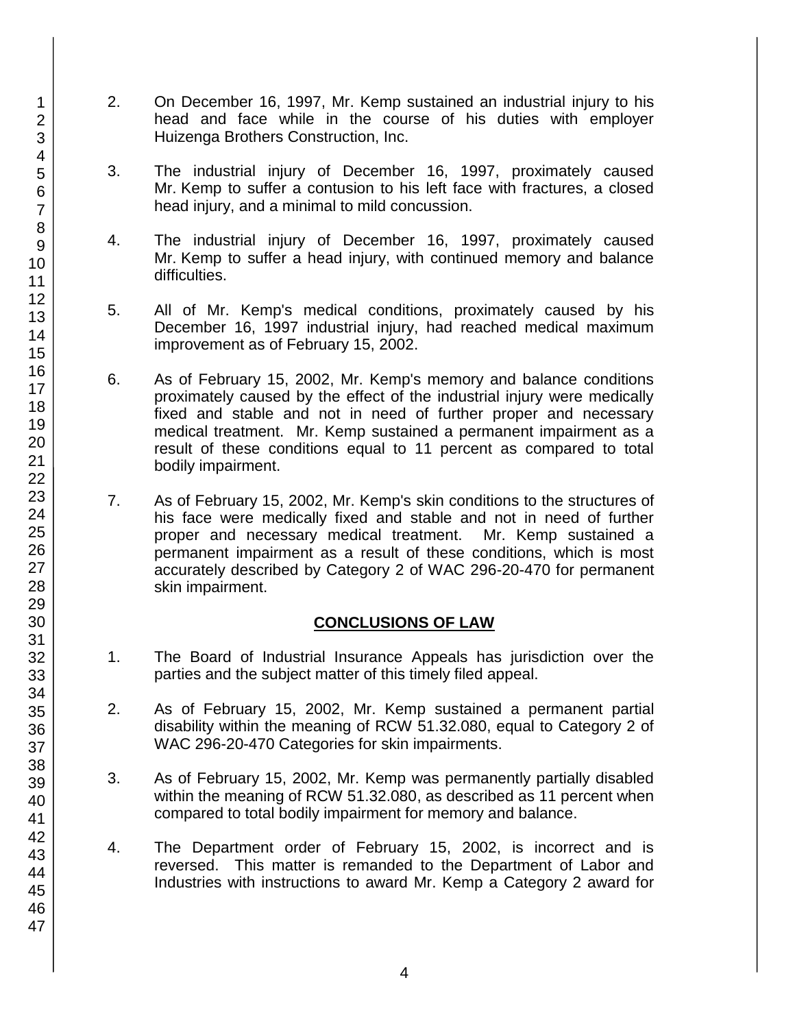2. On December 16, 1997, Mr. Kemp sustained an industrial injury to his head and face while in the course of his duties with employer Huizenga Brothers Construction, Inc.

3. The industrial injury of December 16, 1997, proximately caused Mr. Kemp to suffer a contusion to his left face with fractures, a closed head injury, and a minimal to mild concussion.

4. The industrial injury of December 16, 1997, proximately caused Mr. Kemp to suffer a head injury, with continued memory and balance difficulties.

5. All of Mr. Kemp's medical conditions, proximately caused by his December 16, 1997 industrial injury, had reached medical maximum improvement as of February 15, 2002.

6. As of February 15, 2002, Mr. Kemp's memory and balance conditions proximately caused by the effect of the industrial injury were medically fixed and stable and not in need of further proper and necessary medical treatment. Mr. Kemp sustained a permanent impairment as a result of these conditions equal to 11 percent as compared to total bodily impairment.

7. As of February 15, 2002, Mr. Kemp's skin conditions to the structures of his face were medically fixed and stable and not in need of further proper and necessary medical treatment. Mr. Kemp sustained a permanent impairment as a result of these conditions, which is most accurately described by Category 2 of WAC 296-20-470 for permanent skin impairment.

## CONCLUSIONS OF LAW

1. The Board of Industrial Insurance Appeals has jurisdiction over the parties and the subject matter of this timely filed appeal.

2. As of February 15, 2002, Mr. Kemp sustained a permanent partial disability within the meaning of RCW 51.32.080, equal to Category 2 of WAC 296-20-470 Categories for skin impairments.

3. As of February 15, 2002, Mr. Kemp was permanently partially disabled within the meaning of RCW 51.32.080, as described as 11 percent when compared to total bodily impairment for memory and balance.

4. The Department order of February 15, 2002, is incorrect and is reversed. This matter is remanded to the Department of Labor and Industries with instructions to award Mr. Kemp a Category 2 award for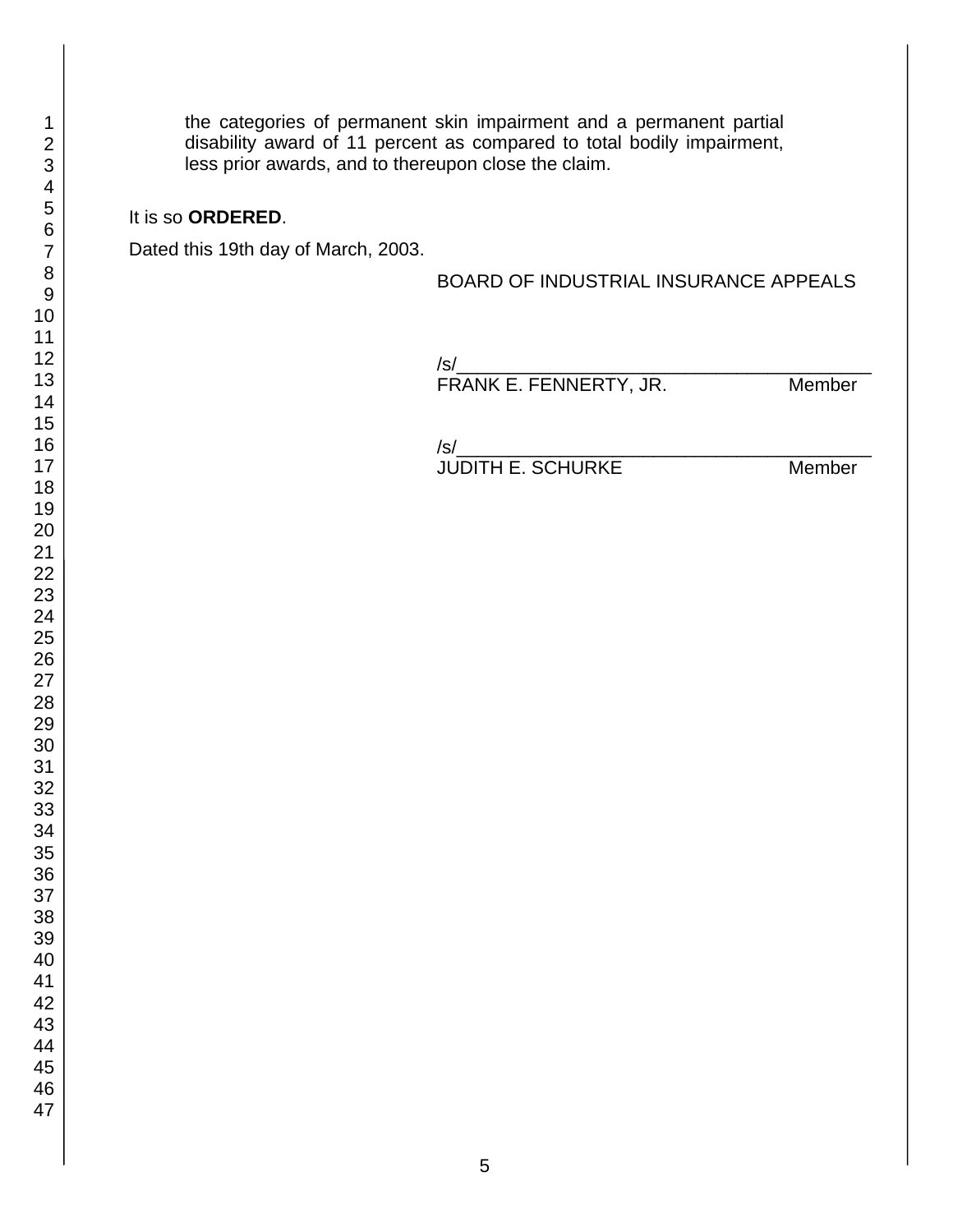the categories of permanent skin impairment and a permanent partial disability award of 11 percent as compared to total bodily impairment, less prior awards, and to thereupon close the claim.

It is so **ORDERED**.

Dated this 19th day of March, 2003.

BOARD OF INDUSTRIAL INSURANCE APPEALS

/s/________________________________________
FRANK E. FENNERTY, JR. Member

/s/________________________________________
JUDITH E. SCHURKE Member